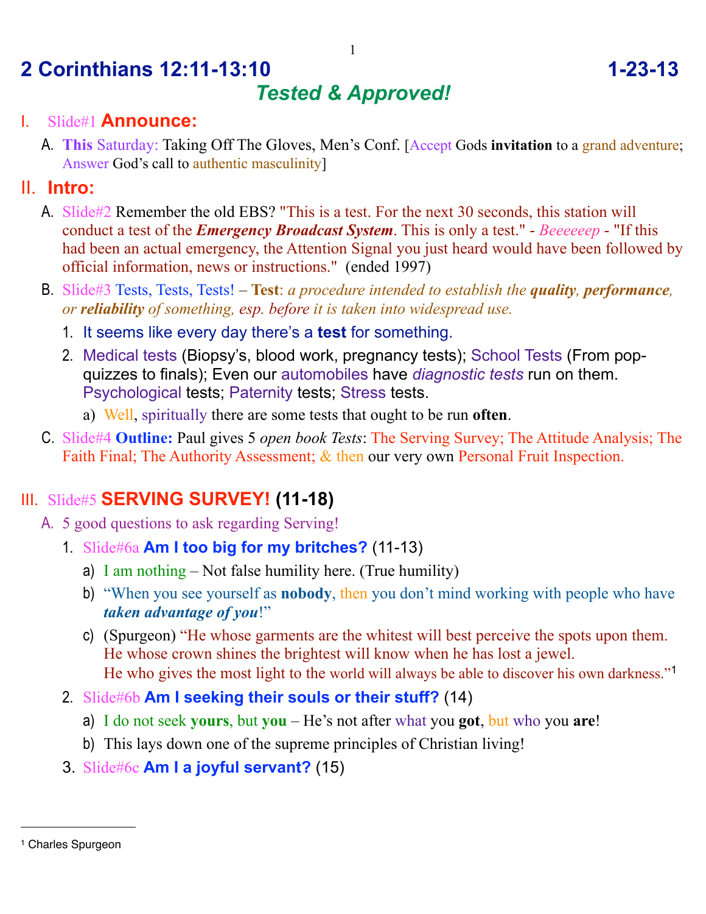# 2 Corinthians 12:11-13:10 1-23-13

## *Tested & Approved!*

## I. Slide#1 Announce:

A. **This** Saturday: Taking Off The Gloves, Men's Conf. [Accept Gods **invitation** to a grand adventure; Answer God's call to authentic masculinity]

## II. Intro:

A. Slide#2 Remember the old EBS? "This is a test. For the next 30 seconds, this station will conduct a test of the ***Emergency Broadcast System***. This is only a test." - *Beeeeeep* - "If this had been an actual emergency, the Attention Signal you just heard would have been followed by official information, news or instructions." (ended 1997)

B. Slide#3 Tests, Tests, Tests! – **Test**: *a procedure intended to establish the **quality**, **performance**, or **reliability** of something, esp. before it is taken into widespread use.*

1. It seems like every day there's a **test** for something.
2. Medical tests (Biopsy's, blood work, pregnancy tests); School Tests (From pop-quizzes to finals); Even our automobiles have *diagnostic tests* run on them. Psychological tests; Paternity tests; Stress tests.
   a) Well, spiritually there are some tests that ought to be run **often**.

C. Slide#4 **Outline:** Paul gives 5 *open book Tests*: The Serving Survey; The Attitude Analysis; The Faith Final; The Authority Assessment; & then our very own Personal Fruit Inspection.

## III. Slide#5 SERVING SURVEY! (11-18)

A. 5 good questions to ask regarding Serving!

1. Slide#6a **Am I too big for my britches?** (11-13)
   a) I am nothing – Not false humility here. (True humility)
   b) "When you see yourself as **nobody**, then you don't mind working with people who have ***taken advantage of you***!"
   c) (Spurgeon) "He whose garments are the whitest will best perceive the spots upon them. He whose crown shines the brightest will know when he has lost a jewel. He who gives the most light to the world will always be able to discover his own darkness."[1]
2. Slide#6b **Am I seeking their souls or their stuff?** (14)
   a) I do not seek **yours**, but **you** – He's not after what you **got**, but who you **are**!
   b) This lays down one of the supreme principles of Christian living!
3. Slide#6c **Am I a joyful servant?** (15)

[1] Charles Spurgeon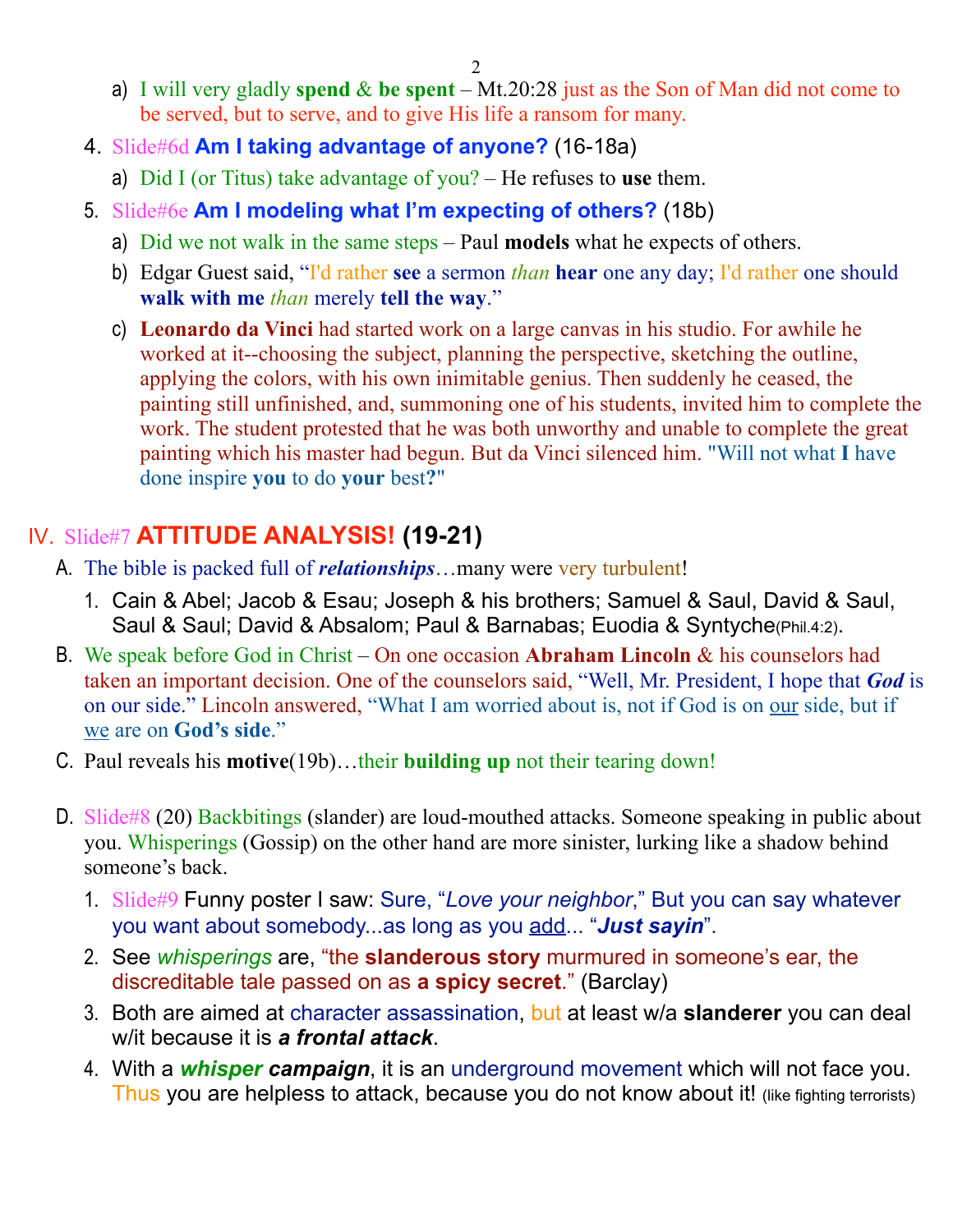a) I will very gladly **spend** & **be spent** – Mt.20:28 just as the Son of Man did not come to be served, but to serve, and to give His life a ransom for many.

4. Slide#6d **Am I taking advantage of anyone?** (16-18a)
   a) Did I (or Titus) take advantage of you? – He refuses to **use** them.
5. Slide#6e **Am I modeling what I'm expecting of others?** (18b)
   a) Did we not walk in the same steps – Paul **models** what he expects of others.
   b) Edgar Guest said, "I'd rather **see** a sermon *than* **hear** one any day; I'd rather one should **walk with me** *than* merely **tell the way**."
   c) **Leonardo da Vinci** had started work on a large canvas in his studio. For awhile he worked at it--choosing the subject, planning the perspective, sketching the outline, applying the colors, with his own inimitable genius. Then suddenly he ceased, the painting still unfinished, and, summoning one of his students, invited him to complete the work. The student protested that he was both unworthy and unable to complete the great painting which his master had begun. But da Vinci silenced him. "Will not what **I** have done inspire **you** to do **your** best**?**"

## IV. Slide#7 **ATTITUDE ANALYSIS! (19-21)**

A. The bible is packed full of ***relationships***…many were very turbulent!
   1. Cain & Abel; Jacob & Esau; Joseph & his brothers; Samuel & Saul, David & Saul, Saul & Saul; David & Absalom; Paul & Barnabas; Euodia & Syntyche(Phil.4:2).

B. We speak before God in Christ – On one occasion **Abraham Lincoln** & his counselors had taken an important decision. One of the counselors said, "Well, Mr. President, I hope that ***God*** is on our side." Lincoln answered, "What I am worried about is, not if God is on our side, but if we are on **God's side**."

C. Paul reveals his **motive**(19b)…their **building up** not their tearing down!

D. Slide#8 (20) Backbitings (slander) are loud-mouthed attacks. Someone speaking in public about you. Whisperings (Gossip) on the other hand are more sinister, lurking like a shadow behind someone's back.
   1. Slide#9 Funny poster I saw: Sure, "*Love your neighbor*," But you can say whatever you want about somebody...as long as you add... "***Just sayin***".
   2. See *whisperings* are, "the **slanderous story** murmured in someone's ear, the discreditable tale passed on as **a spicy secret**." (Barclay)
   3. Both are aimed at character assassination, but at least w/a **slanderer** you can deal w/it because it is ***a frontal attack***.
   4. With a ***whisper campaign***, it is an underground movement which will not face you. Thus you are helpless to attack, because you do not know about it! (like fighting terrorists)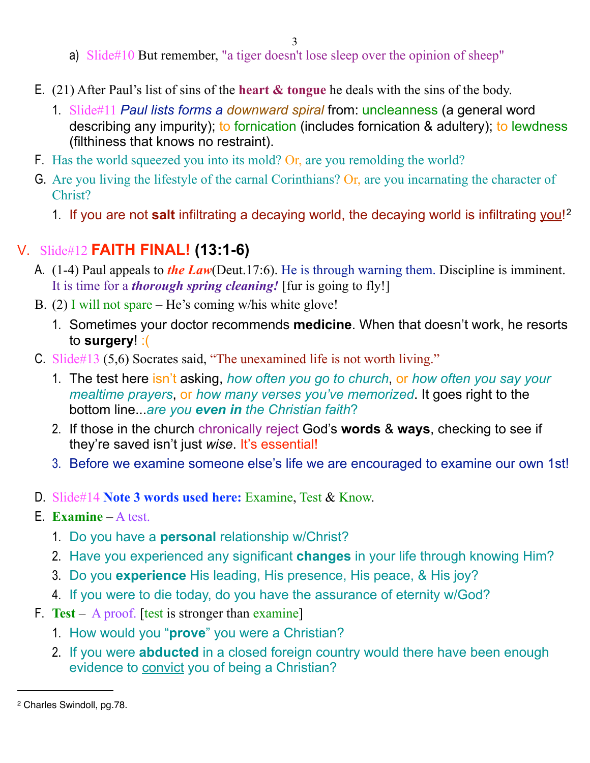a) Slide#10 But remember, "a tiger doesn't lose sleep over the opinion of sheep"

E. (21) After Paul's list of sins of the **heart & tongue** he deals with the sins of the body.

   1. Slide#11 *Paul lists forms a downward spiral* from: uncleanness (a general word describing any impurity); to fornication (includes fornication & adultery); to lewdness (filthiness that knows no restraint).

F. Has the world squeezed you into its mold? Or, are you remolding the world?

G. Are you living the lifestyle of the carnal Corinthians? Or, are you incarnating the character of Christ?

   1. If you are not **salt** infiltrating a decaying world, the decaying world is infiltrating you![2]

## V. Slide#12 **FAITH FINAL! (13:1-6)**

A. (1-4) Paul appeals to ***the Law***(Deut.17:6). He is through warning them. Discipline is imminent. It is time for a ***thorough spring cleaning!*** [fur is going to fly!]

B. (2) I will not spare – He's coming w/his white glove!

   1. Sometimes your doctor recommends **medicine**. When that doesn't work, he resorts to **surgery**! :(

C. Slide#13 (5,6) Socrates said, "The unexamined life is not worth living."

   1. The test here isn't asking, *how often you go to church*, or *how often you say your mealtime prayers*, or *how many verses you've memorized*. It goes right to the bottom line...*are you* ***even in*** *the Christian faith*?
   2. If those in the church chronically reject God's **words** & **ways**, checking to see if they're saved isn't just *wise*. It's essential!
   3. Before we examine someone else's life we are encouraged to examine our own 1st!

D. Slide#14 **Note 3 words used here:** Examine, Test & Know.

E. **Examine** – A test.

   1. Do you have a **personal** relationship w/Christ?
   2. Have you experienced any significant **changes** in your life through knowing Him?
   3. Do you **experience** His leading, His presence, His peace, & His joy?
   4. If you were to die today, do you have the assurance of eternity w/God?

F. **Test** – A proof. [test is stronger than examine]

   1. How would you "**prove**" you were a Christian?
   2. If you were **abducted** in a closed foreign country would there have been enough evidence to convict you of being a Christian?

---

[2] Charles Swindoll, pg.78.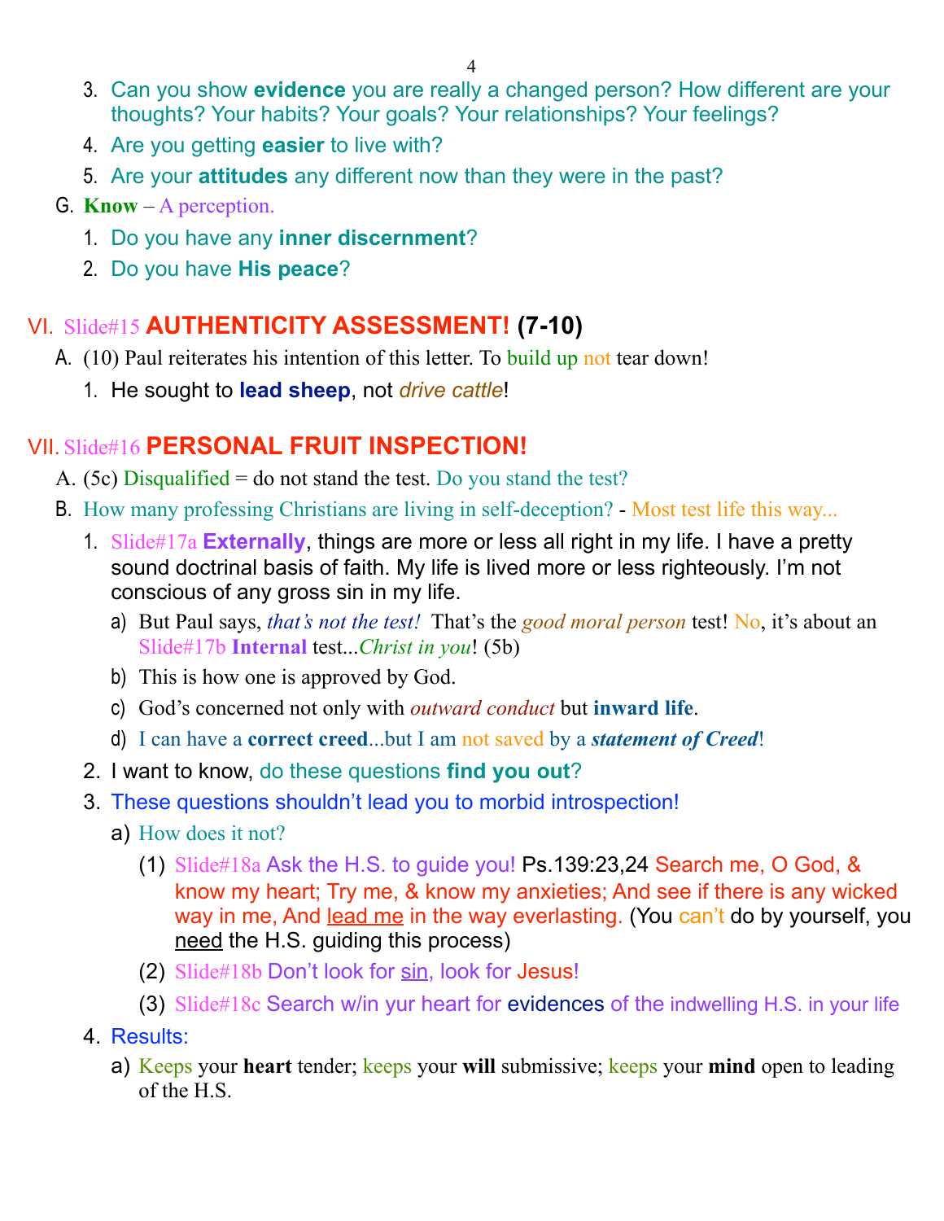3. Can you show **evidence** you are really a changed person? How different are your thoughts? Your habits? Your goals? Your relationships? Your feelings?
4. Are you getting **easier** to live with?
5. Are your **attitudes** any different now than they were in the past?

G. **Know** – A perception.

1. Do you have any **inner discernment**?
2. Do you have **His peace**?

## VI. Slide#15 **AUTHENTICITY ASSESSMENT! (7-10)**

A. (10) Paul reiterates his intention of this letter. To build up not tear down!

1. He sought to **lead sheep**, not *drive cattle*!

## VII. Slide#16 **PERSONAL FRUIT INSPECTION!**

A. (5c) Disqualified = do not stand the test. Do you stand the test?

B. How many professing Christians are living in self-deception? - Most test life this way...

1. Slide#17a **Externally**, things are more or less all right in my life. I have a pretty sound doctrinal basis of faith. My life is lived more or less righteously. I'm not conscious of any gross sin in my life.
   a) But Paul says, *that's not the test!* That's the *good moral person* test! No, it's about an Slide#17b **Internal** test...*Christ in you*! (5b)
   b) This is how one is approved by God.
   c) God's concerned not only with *outward conduct* but **inward life**.
   d) I can have a **correct creed**...but I am not saved by a ***statement of Creed***!
2. I want to know, do these questions **find you out**?
3. These questions shouldn't lead you to morbid introspection!
   a) How does it not?
      (1) Slide#18a Ask the H.S. to guide you! Ps.139:23,24 Search me, O God, & know my heart; Try me, & know my anxieties; And see if there is any wicked way in me, And lead me in the way everlasting. (You can't do by yourself, you need the H.S. guiding this process)
      (2) Slide#18b Don't look for sin, look for Jesus!
      (3) Slide#18c Search w/in yur heart for evidences of the indwelling H.S. in your life
4. Results:
   a) Keeps your **heart** tender; keeps your **will** submissive; keeps your **mind** open to leading of the H.S.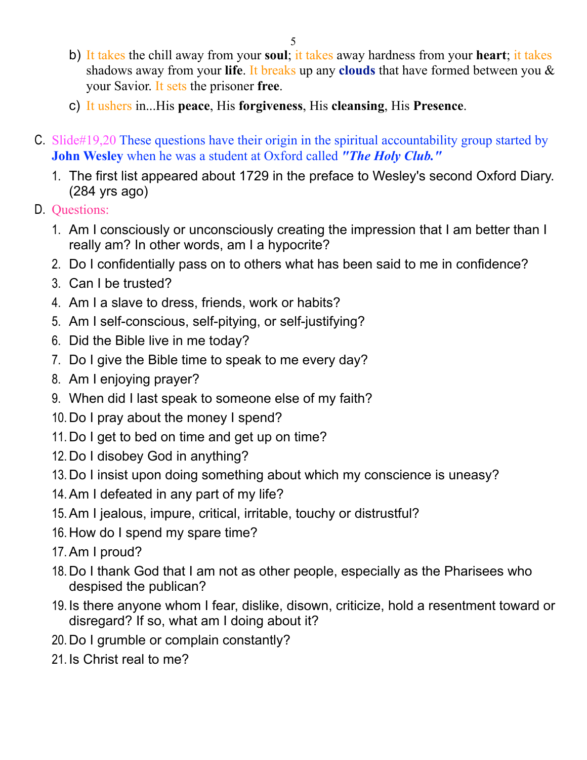b) It takes the chill away from your **soul**; it takes away hardness from your **heart**; it takes shadows away from your **life**. It breaks up any **clouds** that have formed between you & your Savior. It sets the prisoner **free**.

c) It ushers in...His **peace**, His **forgiveness**, His **cleansing**, His **Presence**.

C. Slide#19,20 These questions have their origin in the spiritual accountability group started by **John Wesley** when he was a student at Oxford called ***"The Holy Club."***

1. The first list appeared about 1729 in the preface to Wesley's second Oxford Diary. (284 yrs ago)

D. Questions:

1. Am I consciously or unconsciously creating the impression that I am better than I really am? In other words, am I a hypocrite?
2. Do I confidentially pass on to others what has been said to me in confidence?
3. Can I be trusted?
4. Am I a slave to dress, friends, work or habits?
5. Am I self-conscious, self-pitying, or self-justifying?
6. Did the Bible live in me today?
7. Do I give the Bible time to speak to me every day?
8. Am I enjoying prayer?
9. When did I last speak to someone else of my faith?
10. Do I pray about the money I spend?
11. Do I get to bed on time and get up on time?
12. Do I disobey God in anything?
13. Do I insist upon doing something about which my conscience is uneasy?
14. Am I defeated in any part of my life?
15. Am I jealous, impure, critical, irritable, touchy or distrustful?
16. How do I spend my spare time?
17. Am I proud?
18. Do I thank God that I am not as other people, especially as the Pharisees who despised the publican?
19. Is there anyone whom I fear, dislike, disown, criticize, hold a resentment toward or disregard? If so, what am I doing about it?
20. Do I grumble or complain constantly?
21. Is Christ real to me?